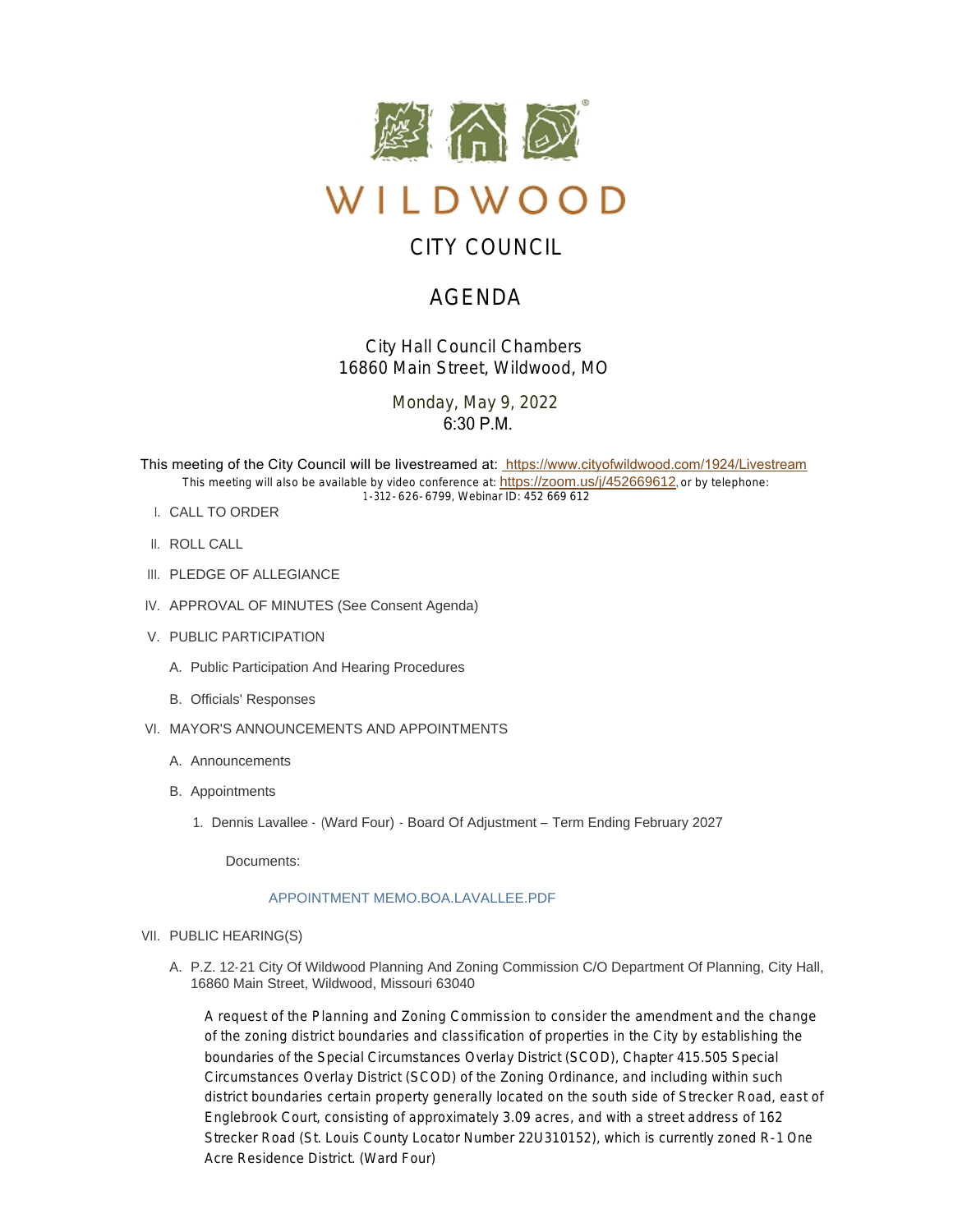# WILDWOOD

## CITY COUNCIL

## AGENDA

City Hall Council Chambers
16860 Main Street, Wildwood, MO

Monday, May 9, 2022
6:30 P.M.

This meeting of the City Council will be livestreamed at: https://www.cityofwildwood.com/1924/Livestream

This meeting will also be available by video conference at: https://zoom.us/j/452669612, or by telephone: 1-312-626-6799, Webinar ID: 452 669 612

I. CALL TO ORDER

II. ROLL CALL

III. PLEDGE OF ALLEGIANCE

IV. APPROVAL OF MINUTES (See Consent Agenda)

V. PUBLIC PARTICIPATION

A. Public Participation And Hearing Procedures

B. Officials' Responses

VI. MAYOR'S ANNOUNCEMENTS AND APPOINTMENTS

A. Announcements

B. Appointments

1. Dennis Lavallee - (Ward Four) - Board Of Adjustment – Term Ending February 2027

Documents:

APPOINTMENT MEMO.BOA.LAVALLEE.PDF

VII. PUBLIC HEARING(S)

A. P.Z. 12-21 City Of Wildwood Planning And Zoning Commission C/O Department Of Planning, City Hall, 16860 Main Street, Wildwood, Missouri 63040

A request of the Planning and Zoning Commission to consider the amendment and the change of the zoning district boundaries and classification of properties in the City by establishing the boundaries of the Special Circumstances Overlay District (SCOD), Chapter 415.505 Special Circumstances Overlay District (SCOD) of the Zoning Ordinance, and including within such district boundaries certain property generally located on the south side of Strecker Road, east of Englebrook Court, consisting of approximately 3.09 acres, and with a street address of 162 Strecker Road (St. Louis County Locator Number 22U310152), which is currently zoned R-1 One Acre Residence District. (Ward Four)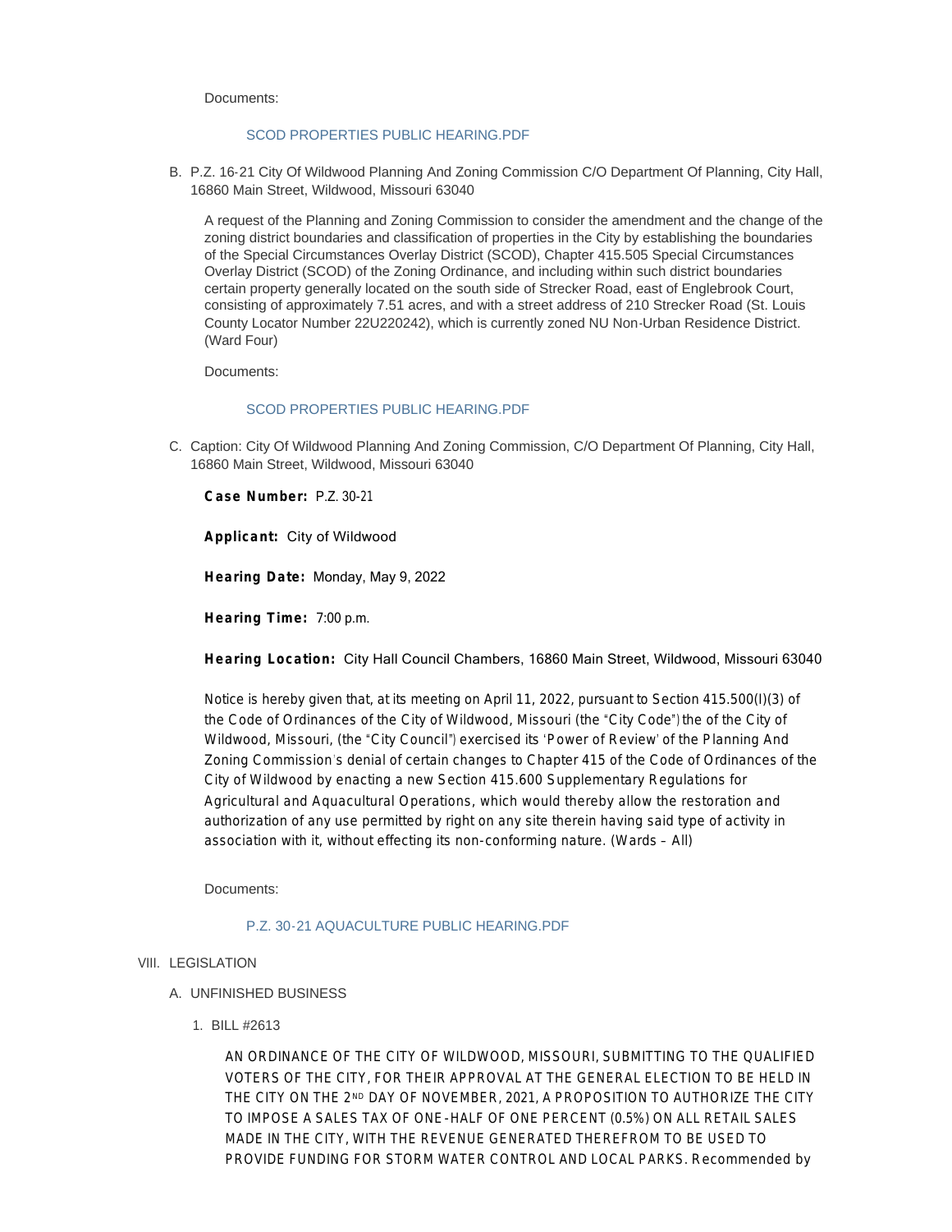Documents:

SCOD PROPERTIES PUBLIC HEARING.PDF

B. P.Z. 16-21 City Of Wildwood Planning And Zoning Commission C/O Department Of Planning, City Hall, 16860 Main Street, Wildwood, Missouri 63040

A request of the Planning and Zoning Commission to consider the amendment and the change of the zoning district boundaries and classification of properties in the City by establishing the boundaries of the Special Circumstances Overlay District (SCOD), Chapter 415.505 Special Circumstances Overlay District (SCOD) of the Zoning Ordinance, and including within such district boundaries certain property generally located on the south side of Strecker Road, east of Englebrook Court, consisting of approximately 7.51 acres, and with a street address of 210 Strecker Road (St. Louis County Locator Number 22U220242), which is currently zoned NU Non-Urban Residence District. (Ward Four)

Documents:

SCOD PROPERTIES PUBLIC HEARING.PDF

C. Caption: City Of Wildwood Planning And Zoning Commission, C/O Department Of Planning, City Hall, 16860 Main Street, Wildwood, Missouri 63040

**Case Number:** P.Z. 30-21

**Applicant:** City of Wildwood

**Hearing Date:** Monday, May 9, 2022

**Hearing Time:** 7:00 p.m.

**Hearing Location:** City Hall Council Chambers, 16860 Main Street, Wildwood, Missouri 63040

Notice is hereby given that, at its meeting on April 11, 2022, pursuant to Section 415.500(I)(3) of the Code of Ordinances of the City of Wildwood, Missouri (the "City Code") the of the City of Wildwood, Missouri, (the "City Council") exercised its 'Power of Review' of the Planning And Zoning Commission's denial of certain changes to Chapter 415 of the Code of Ordinances of the City of Wildwood by enacting a new Section 415.600 Supplementary Regulations for Agricultural and Aquacultural Operations, which would thereby allow the restoration and authorization of any use permitted by right on any site therein having said type of activity in association with it, without effecting its non-conforming nature. (Wards – All)

Documents:

P.Z. 30-21 AQUACULTURE PUBLIC HEARING.PDF

VIII. LEGISLATION

A. UNFINISHED BUSINESS

1. BILL #2613

AN ORDINANCE OF THE CITY OF WILDWOOD, MISSOURI, SUBMITTING TO THE QUALIFIED VOTERS OF THE CITY, FOR THEIR APPROVAL AT THE GENERAL ELECTION TO BE HELD IN THE CITY ON THE 2ND DAY OF NOVEMBER, 2021, A PROPOSITION TO AUTHORIZE THE CITY TO IMPOSE A SALES TAX OF ONE-HALF OF ONE PERCENT (0.5%) ON ALL RETAIL SALES MADE IN THE CITY, WITH THE REVENUE GENERATED THEREFROM TO BE USED TO PROVIDE FUNDING FOR STORM WATER CONTROL AND LOCAL PARKS. Recommended by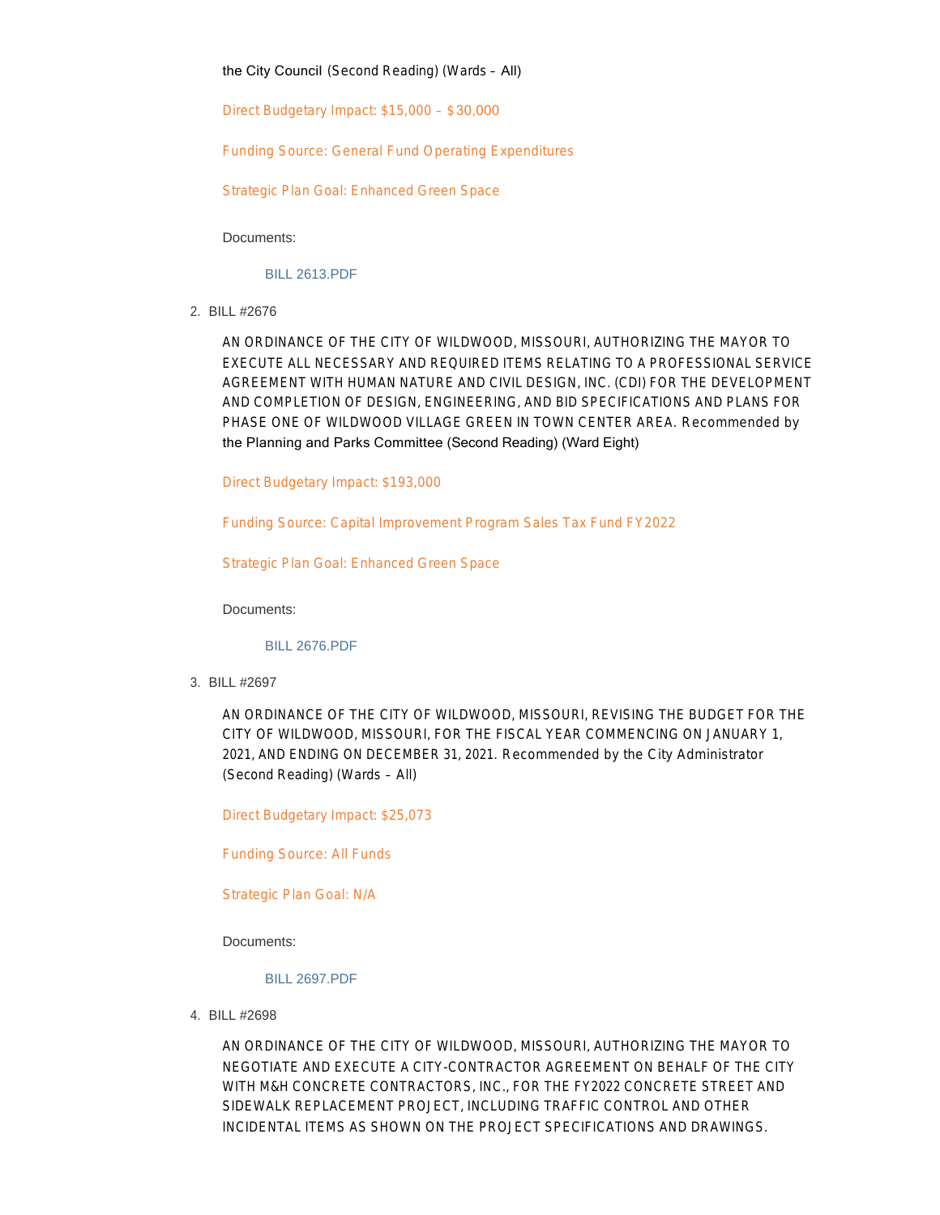the City Council (Second Reading) (Wards – All)

Direct Budgetary Impact: $15,000 – $30,000

Funding Source: General Fund Operating Expenditures

Strategic Plan Goal: Enhanced Green Space

Documents:

BILL 2613.PDF

2. BILL #2676

AN ORDINANCE OF THE CITY OF WILDWOOD, MISSOURI, AUTHORIZING THE MAYOR TO EXECUTE ALL NECESSARY AND REQUIRED ITEMS RELATING TO A PROFESSIONAL SERVICE AGREEMENT WITH HUMAN NATURE AND CIVIL DESIGN, INC. (CDI) FOR THE DEVELOPMENT AND COMPLETION OF DESIGN, ENGINEERING, AND BID SPECIFICATIONS AND PLANS FOR PHASE ONE OF WILDWOOD VILLAGE GREEN IN TOWN CENTER AREA. Recommended by the Planning and Parks Committee (Second Reading) (Ward Eight)

Direct Budgetary Impact: $193,000

Funding Source: Capital Improvement Program Sales Tax Fund FY2022

Strategic Plan Goal: Enhanced Green Space

Documents:

BILL 2676.PDF

3. BILL #2697

AN ORDINANCE OF THE CITY OF WILDWOOD, MISSOURI, REVISING THE BUDGET FOR THE CITY OF WILDWOOD, MISSOURI, FOR THE FISCAL YEAR COMMENCING ON JANUARY 1, 2021, AND ENDING ON DECEMBER 31, 2021. Recommended by the City Administrator (Second Reading) (Wards – All)

Direct Budgetary Impact: $25,073

Funding Source: All Funds

Strategic Plan Goal: N/A

Documents:

BILL 2697.PDF

4. BILL #2698

AN ORDINANCE OF THE CITY OF WILDWOOD, MISSOURI, AUTHORIZING THE MAYOR TO NEGOTIATE AND EXECUTE A CITY-CONTRACTOR AGREEMENT ON BEHALF OF THE CITY WITH M&H CONCRETE CONTRACTORS, INC., FOR THE FY2022 CONCRETE STREET AND SIDEWALK REPLACEMENT PROJECT, INCLUDING TRAFFIC CONTROL AND OTHER INCIDENTAL ITEMS AS SHOWN ON THE PROJECT SPECIFICATIONS AND DRAWINGS.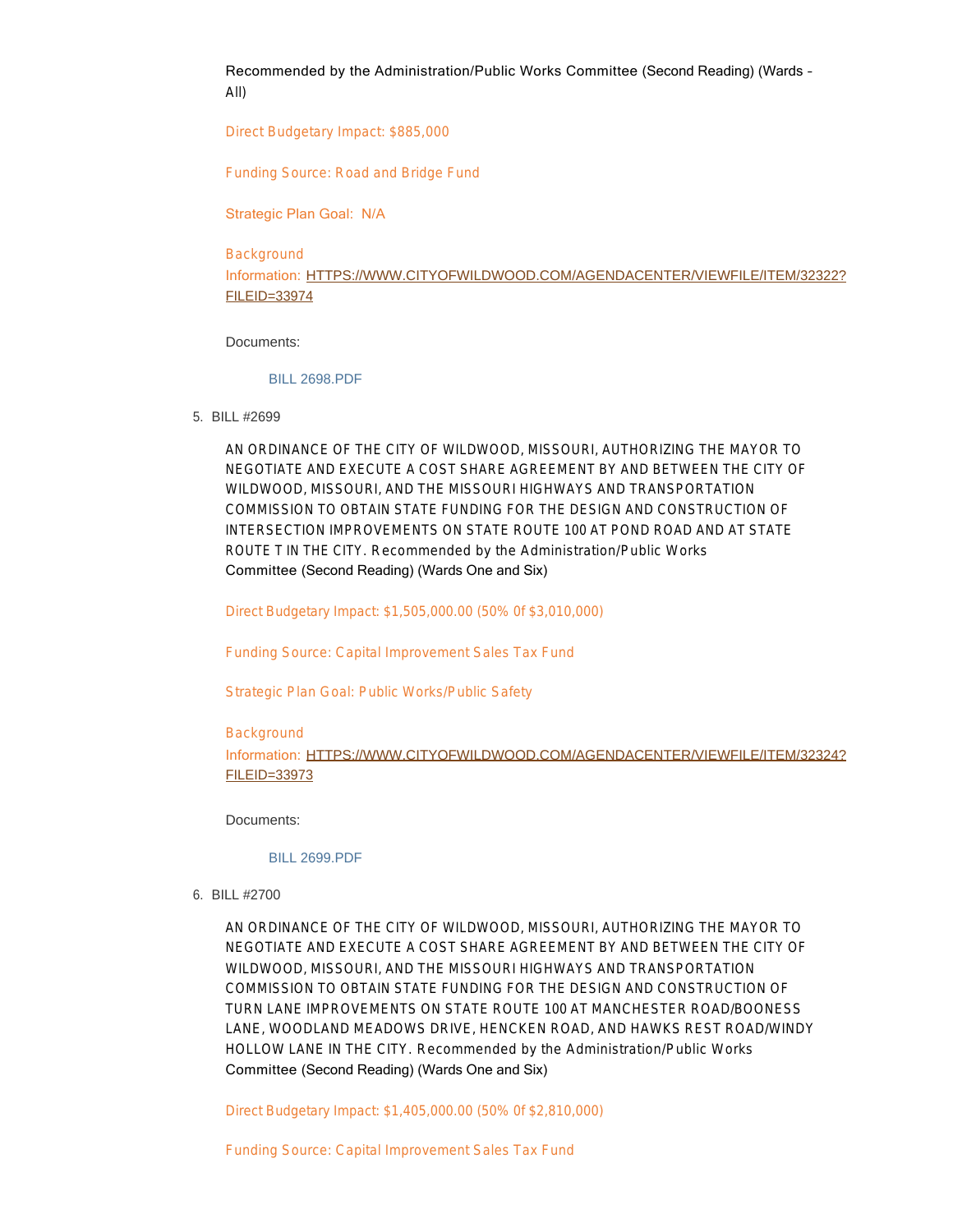Recommended by the Administration/Public Works Committee (Second Reading) (Wards - All)

Direct Budgetary Impact: $885,000

Funding Source: Road and Bridge Fund

Strategic Plan Goal: N/A

Background Information: HTTPS://WWW.CITYOFWILDWOOD.COM/AGENDACENTER/VIEWFILE/ITEM/32322?FILEID=33974

Documents:

BILL 2698.PDF

5. BILL #2699

AN ORDINANCE OF THE CITY OF WILDWOOD, MISSOURI, AUTHORIZING THE MAYOR TO NEGOTIATE AND EXECUTE A COST SHARE AGREEMENT BY AND BETWEEN THE CITY OF WILDWOOD, MISSOURI, AND THE MISSOURI HIGHWAYS AND TRANSPORTATION COMMISSION TO OBTAIN STATE FUNDING FOR THE DESIGN AND CONSTRUCTION OF INTERSECTION IMPROVEMENTS ON STATE ROUTE 100 AT POND ROAD AND AT STATE ROUTE T IN THE CITY. Recommended by the Administration/Public Works Committee (Second Reading) (Wards One and Six)

Direct Budgetary Impact: $1,505,000.00 (50% 0f $3,010,000)

Funding Source: Capital Improvement Sales Tax Fund

Strategic Plan Goal: Public Works/Public Safety

Background Information: HTTPS://WWW.CITYOFWILDWOOD.COM/AGENDACENTER/VIEWFILE/ITEM/32324?FILEID=33973

Documents:

BILL 2699.PDF

6. BILL #2700

AN ORDINANCE OF THE CITY OF WILDWOOD, MISSOURI, AUTHORIZING THE MAYOR TO NEGOTIATE AND EXECUTE A COST SHARE AGREEMENT BY AND BETWEEN THE CITY OF WILDWOOD, MISSOURI, AND THE MISSOURI HIGHWAYS AND TRANSPORTATION COMMISSION TO OBTAIN STATE FUNDING FOR THE DESIGN AND CONSTRUCTION OF TURN LANE IMPROVEMENTS ON STATE ROUTE 100 AT MANCHESTER ROAD/BOONESS LANE, WOODLAND MEADOWS DRIVE, HENCKEN ROAD, AND HAWKS REST ROAD/WINDY HOLLOW LANE IN THE CITY. Recommended by the Administration/Public Works Committee (Second Reading) (Wards One and Six)

Direct Budgetary Impact: $1,405,000.00 (50% 0f $2,810,000)

Funding Source: Capital Improvement Sales Tax Fund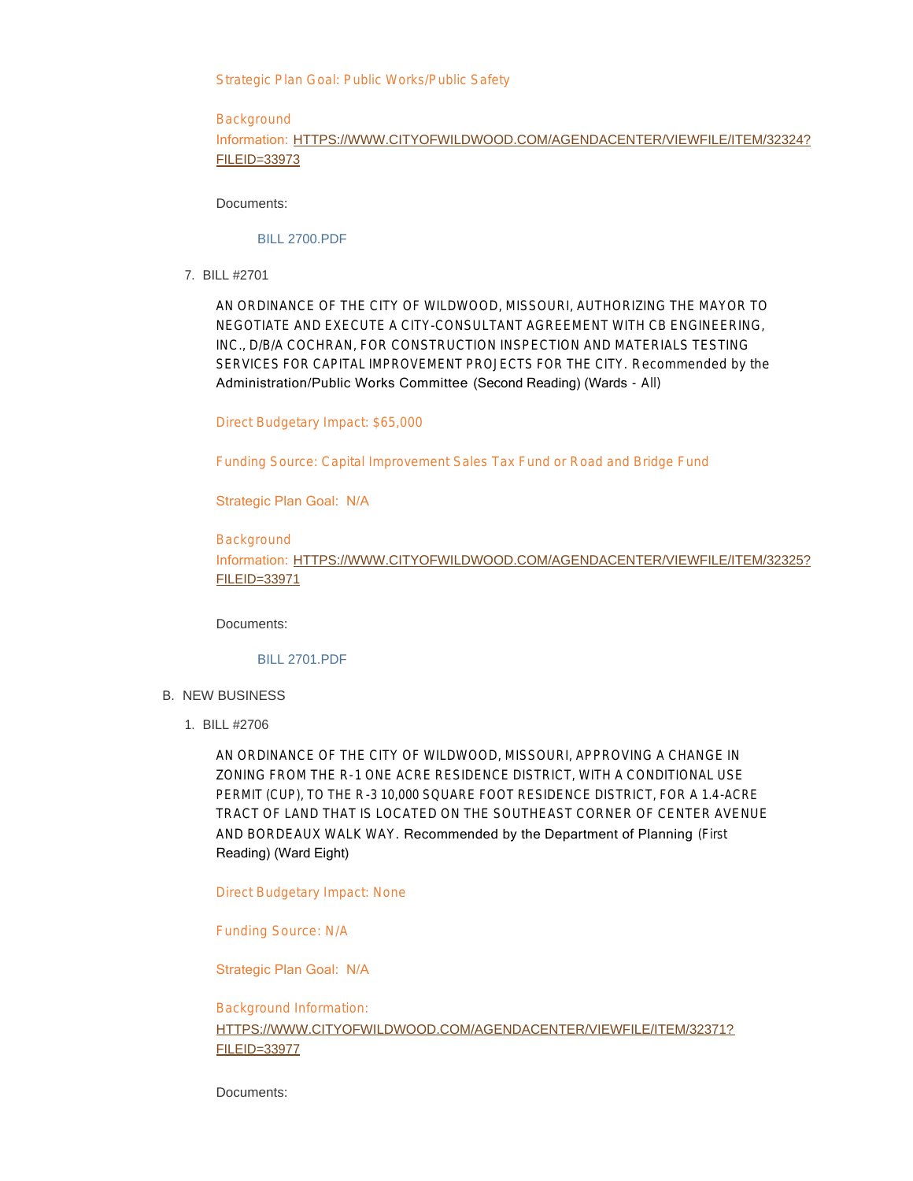Strategic Plan Goal: Public Works/Public Safety

Background Information: HTTPS://WWW.CITYOFWILDWOOD.COM/AGENDACENTER/VIEWFILE/ITEM/32324?FILEID=33973

Documents:

BILL 2700.PDF

7. BILL #2701

AN ORDINANCE OF THE CITY OF WILDWOOD, MISSOURI, AUTHORIZING THE MAYOR TO NEGOTIATE AND EXECUTE A CITY-CONSULTANT AGREEMENT WITH CB ENGINEERING, INC., D/B/A COCHRAN, FOR CONSTRUCTION INSPECTION AND MATERIALS TESTING SERVICES FOR CAPITAL IMPROVEMENT PROJECTS FOR THE CITY. Recommended by the Administration/Public Works Committee (Second Reading) (Wards - All)

Direct Budgetary Impact: $65,000

Funding Source: Capital Improvement Sales Tax Fund or Road and Bridge Fund

Strategic Plan Goal: N/A

Background Information: HTTPS://WWW.CITYOFWILDWOOD.COM/AGENDACENTER/VIEWFILE/ITEM/32325?FILEID=33971

Documents:

BILL 2701.PDF

B. NEW BUSINESS

1. BILL #2706

AN ORDINANCE OF THE CITY OF WILDWOOD, MISSOURI, APPROVING A CHANGE IN ZONING FROM THE R-1 ONE ACRE RESIDENCE DISTRICT, WITH A CONDITIONAL USE PERMIT (CUP), TO THE R-3 10,000 SQUARE FOOT RESIDENCE DISTRICT, FOR A 1.4-ACRE TRACT OF LAND THAT IS LOCATED ON THE SOUTHEAST CORNER OF CENTER AVENUE AND BORDEAUX WALK WAY. Recommended by the Department of Planning (First Reading) (Ward Eight)

Direct Budgetary Impact: None

Funding Source: N/A

Strategic Plan Goal: N/A

Background Information: HTTPS://WWW.CITYOFWILDWOOD.COM/AGENDACENTER/VIEWFILE/ITEM/32371?FILEID=33977

Documents: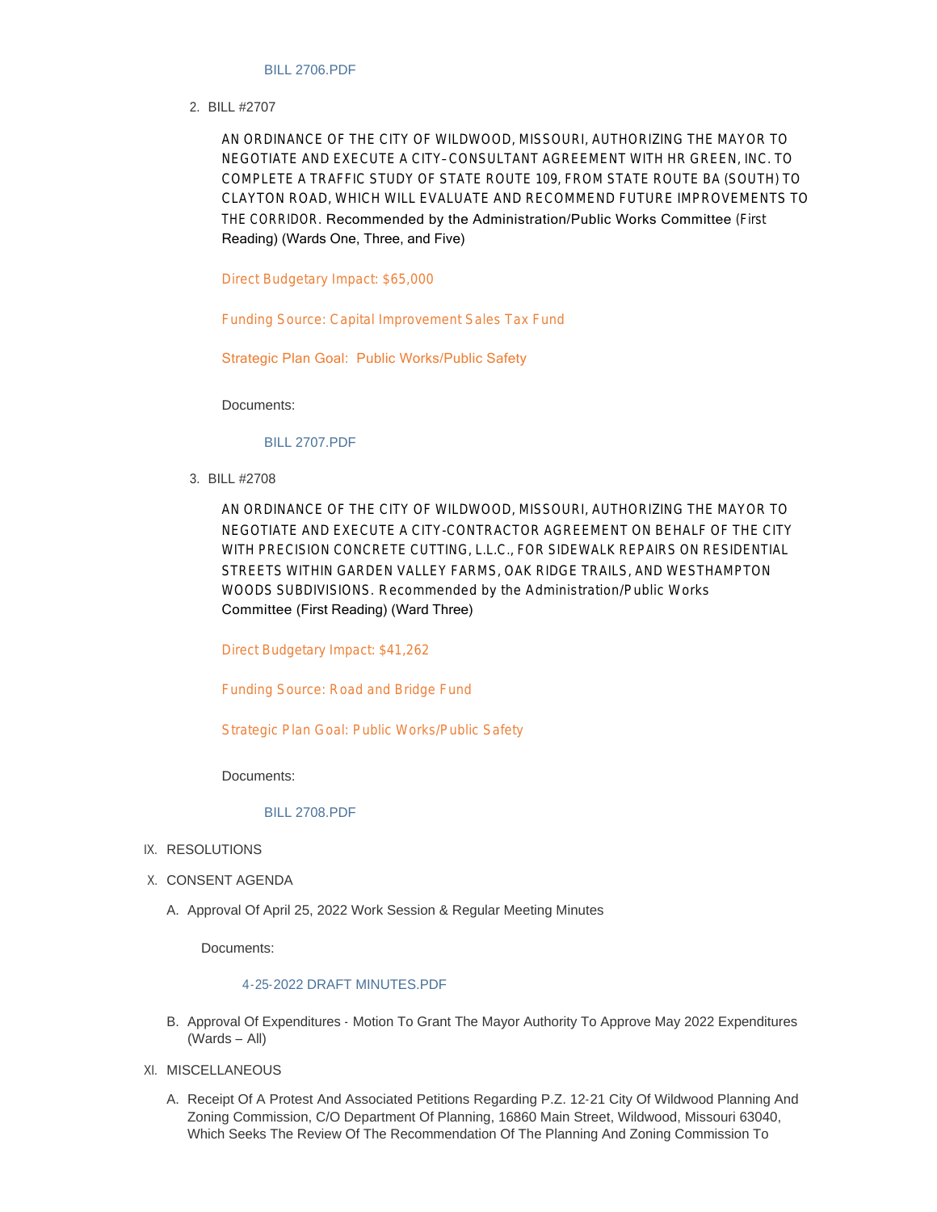BILL 2706.PDF

2. BILL #2707

   AN ORDINANCE OF THE CITY OF WILDWOOD, MISSOURI, AUTHORIZING THE MAYOR TO NEGOTIATE AND EXECUTE A CITY–CONSULTANT AGREEMENT WITH HR GREEN, INC. TO COMPLETE A TRAFFIC STUDY OF STATE ROUTE 109, FROM STATE ROUTE BA (SOUTH) TO CLAYTON ROAD, WHICH WILL EVALUATE AND RECOMMEND FUTURE IMPROVEMENTS TO THE CORRIDOR. Recommended by the Administration/Public Works Committee (First Reading) (Wards One, Three, and Five)

   Direct Budgetary Impact: $65,000

   Funding Source: Capital Improvement Sales Tax Fund

   Strategic Plan Goal: Public Works/Public Safety

   Documents:

   BILL 2707.PDF

3. BILL #2708

   AN ORDINANCE OF THE CITY OF WILDWOOD, MISSOURI, AUTHORIZING THE MAYOR TO NEGOTIATE AND EXECUTE A CITY-CONTRACTOR AGREEMENT ON BEHALF OF THE CITY WITH PRECISION CONCRETE CUTTING, L.L.C., FOR SIDEWALK REPAIRS ON RESIDENTIAL STREETS WITHIN GARDEN VALLEY FARMS, OAK RIDGE TRAILS, AND WESTHAMPTON WOODS SUBDIVISIONS. Recommended by the Administration/Public Works Committee (First Reading) (Ward Three)

   Direct Budgetary Impact: $41,262

   Funding Source: Road and Bridge Fund

   Strategic Plan Goal: Public Works/Public Safety

   Documents:

   BILL 2708.PDF

IX. RESOLUTIONS

X. CONSENT AGENDA

A. Approval Of April 25, 2022 Work Session & Regular Meeting Minutes

   Documents:

   4-25-2022 DRAFT MINUTES.PDF

B. Approval Of Expenditures - Motion To Grant The Mayor Authority To Approve May 2022 Expenditures (Wards – All)

XI. MISCELLANEOUS

A. Receipt Of A Protest And Associated Petitions Regarding P.Z. 12-21 City Of Wildwood Planning And Zoning Commission, C/O Department Of Planning, 16860 Main Street, Wildwood, Missouri 63040, Which Seeks The Review Of The Recommendation Of The Planning And Zoning Commission To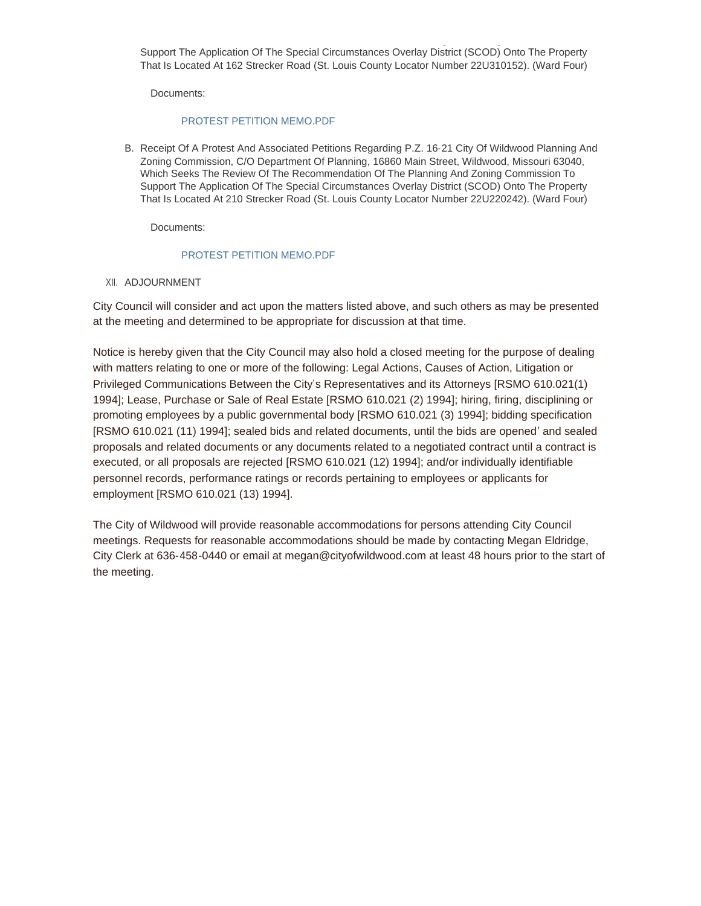Support The Application Of The Special Circumstances Overlay District (SCOD) Onto The Property That Is Located At 162 Strecker Road (St. Louis County Locator Number 22U310152). (Ward Four)

Documents:

PROTEST PETITION MEMO.PDF

B. Receipt Of A Protest And Associated Petitions Regarding P.Z. 16-21 City Of Wildwood Planning And Zoning Commission, C/O Department Of Planning, 16860 Main Street, Wildwood, Missouri 63040, Which Seeks The Review Of The Recommendation Of The Planning And Zoning Commission To Support The Application Of The Special Circumstances Overlay District (SCOD) Onto The Property That Is Located At 210 Strecker Road (St. Louis County Locator Number 22U220242). (Ward Four)

Documents:

PROTEST PETITION MEMO.PDF

XII. ADJOURNMENT

City Council will consider and act upon the matters listed above, and such others as may be presented at the meeting and determined to be appropriate for discussion at that time.

Notice is hereby given that the City Council may also hold a closed meeting for the purpose of dealing with matters relating to one or more of the following: Legal Actions, Causes of Action, Litigation or Privileged Communications Between the City's Representatives and its Attorneys [RSMO 610.021(1) 1994]; Lease, Purchase or Sale of Real Estate [RSMO 610.021 (2) 1994]; hiring, firing, disciplining or promoting employees by a public governmental body [RSMO 610.021 (3) 1994]; bidding specification [RSMO 610.021 (11) 1994]; sealed bids and related documents, until the bids are opened' and sealed proposals and related documents or any documents related to a negotiated contract until a contract is executed, or all proposals are rejected [RSMO 610.021 (12) 1994]; and/or individually identifiable personnel records, performance ratings or records pertaining to employees or applicants for employment [RSMO 610.021 (13) 1994].

The City of Wildwood will provide reasonable accommodations for persons attending City Council meetings. Requests for reasonable accommodations should be made by contacting Megan Eldridge, City Clerk at 636-458-0440 or email at megan@cityofwildwood.com at least 48 hours prior to the start of the meeting.